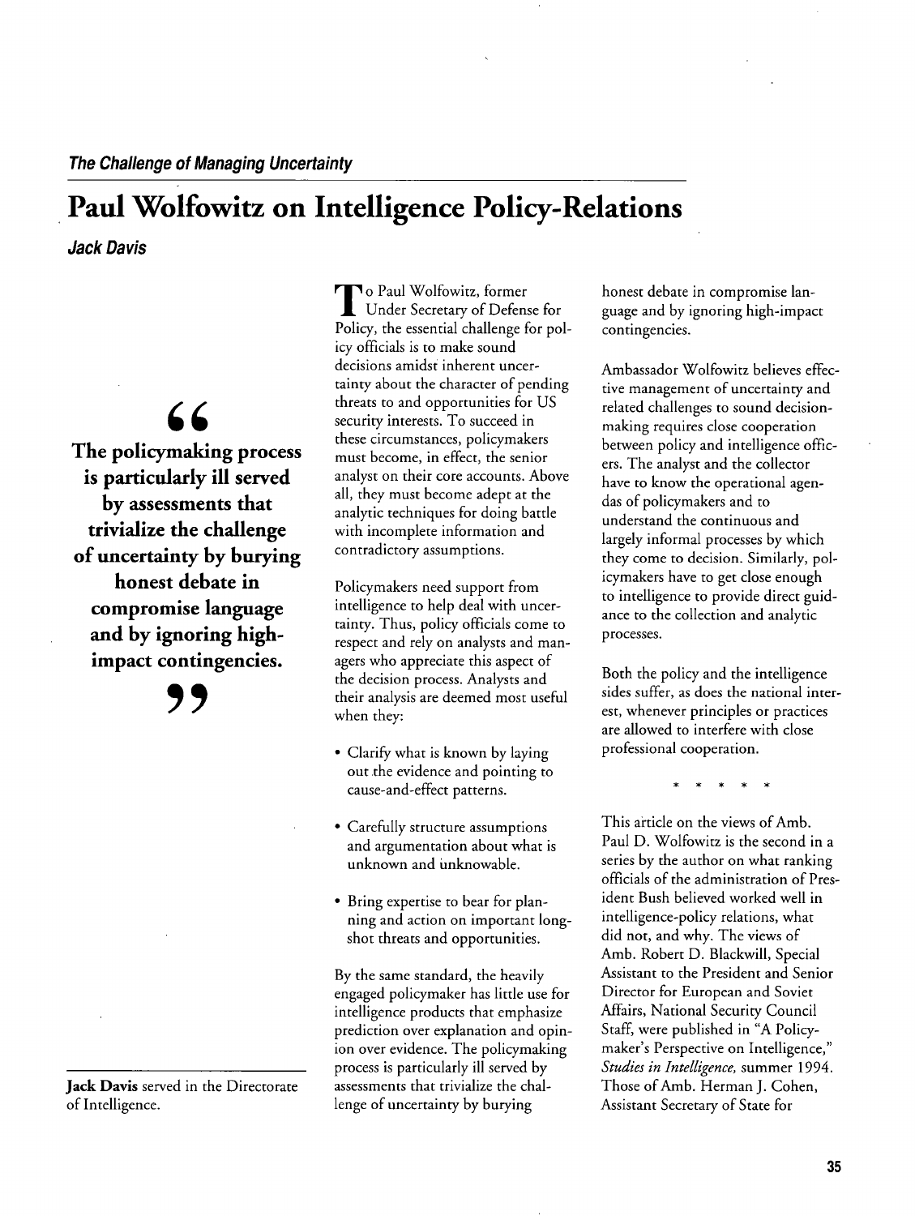*The Challenge of Managing Uncertainty*

# Paul Wolfowitz on Intelligence Policy-Relations

***Jack Davis***

> **The policymaking process is particularly ill served by assessments that trivialize the challenge of uncertainty by burying honest debate in compromise language and by ignoring high-impact contingencies.**

To Paul Wolfowitz, former Under Secretary of Defense for Policy, the essential challenge for policy officials is to make sound decisions amidst inherent uncertainty about the character of pending threats to and opportunities for US security interests. To succeed in these circumstances, policymakers must become, in effect, the senior analyst on their core accounts. Above all, they must become adept at the analytic techniques for doing battle with incomplete information and contradictory assumptions.

Policymakers need support from intelligence to help deal with uncertainty. Thus, policy officials come to respect and rely on analysts and managers who appreciate this aspect of the decision process. Analysts and their analysis are deemed most useful when they:

- Clarify what is known by laying out the evidence and pointing to cause-and-effect patterns.
- Carefully structure assumptions and argumentation about what is unknown and unknowable.
- Bring expertise to bear for planning and action on important long-shot threats and opportunities.

By the same standard, the heavily engaged policymaker has little use for intelligence products that emphasize prediction over explanation and opinion over evidence. The policymaking process is particularly ill served by assessments that trivialize the challenge of uncertainty by burying honest debate in compromise language and by ignoring high-impact contingencies.

Ambassador Wolfowitz believes effective management of uncertainty and related challenges to sound decisionmaking requires close cooperation between policy and intelligence officers. The analyst and the collector have to know the operational agendas of policymakers and to understand the continuous and largely informal processes by which they come to decision. Similarly, policymakers have to get close enough to intelligence to provide direct guidance to the collection and analytic processes.

Both the policy and the intelligence sides suffer, as does the national interest, whenever principles or practices are allowed to interfere with close professional cooperation.

\* \* \* \* \*

This article on the views of Amb. Paul D. Wolfowitz is the second in a series by the author on what ranking officials of the administration of President Bush believed worked well in intelligence-policy relations, what did not, and why. The views of Amb. Robert D. Blackwill, Special Assistant to the President and Senior Director for European and Soviet Affairs, National Security Council Staff, were published in "A Policymaker's Perspective on Intelligence," *Studies in Intelligence*, summer 1994. Those of Amb. Herman J. Cohen, Assistant Secretary of State for

---

**Jack Davis** served in the Directorate of Intelligence.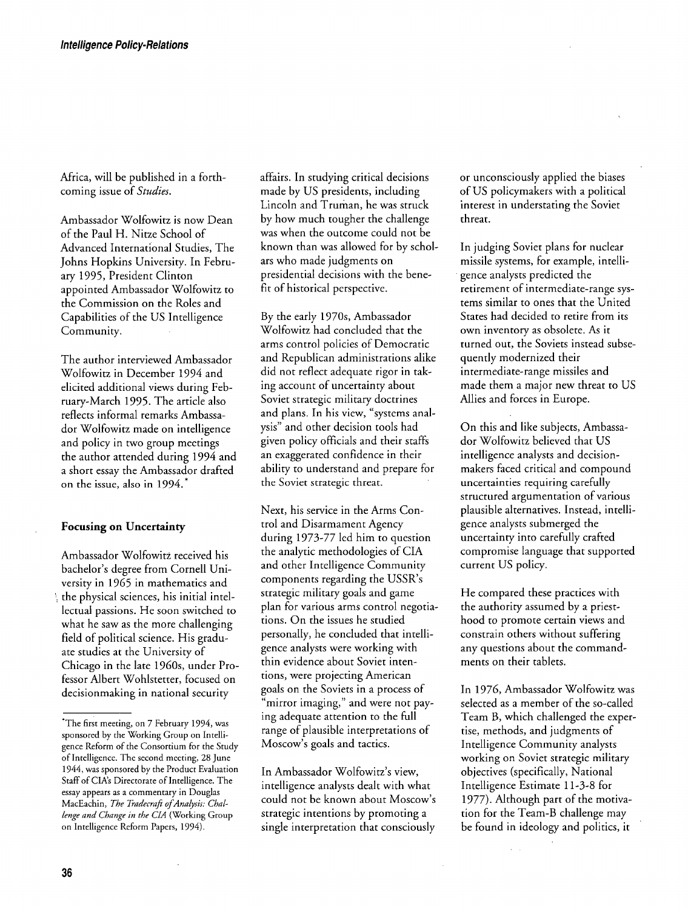Africa, will be published in a forthcoming issue of *Studies*.

Ambassador Wolfowitz is now Dean of the Paul H. Nitze School of Advanced International Studies, The Johns Hopkins University. In February 1995, President Clinton appointed Ambassador Wolfowitz to the Commission on the Roles and Capabilities of the US Intelligence Community.

The author interviewed Ambassador Wolfowitz in December 1994 and elicited additional views during February-March 1995. The article also reflects informal remarks Ambassador Wolfowitz made on intelligence and policy in two group meetings the author attended during 1994 and a short essay the Ambassador drafted on the issue, also in 1994.*

**Focusing on Uncertainty**

Ambassador Wolfowitz received his bachelor's degree from Cornell University in 1965 in mathematics and the physical sciences, his initial intellectual passions. He soon switched to what he saw as the more challenging field of political science. His graduate studies at the University of Chicago in the late 1960s, under Professor Albert Wohlstetter, focused on decisionmaking in national security affairs. In studying critical decisions made by US presidents, including Lincoln and Truman, he was struck by how much tougher the challenge was when the outcome could not be known than was allowed for by scholars who made judgments on presidential decisions with the benefit of historical perspective.

By the early 1970s, Ambassador Wolfowitz had concluded that the arms control policies of Democratic and Republican administrations alike did not reflect adequate rigor in taking account of uncertainty about Soviet strategic military doctrines and plans. In his view, "systems analysis" and other decision tools had given policy officials and their staffs an exaggerated confidence in their ability to understand and prepare for the Soviet strategic threat.

Next, his service in the Arms Control and Disarmament Agency during 1973-77 led him to question the analytic methodologies of CIA and other Intelligence Community components regarding the USSR's strategic military goals and game plan for various arms control negotiations. On the issues he studied personally, he concluded that intelligence analysts were working with thin evidence about Soviet intentions, were projecting American goals on the Soviets in a process of "mirror imaging," and were not paying adequate attention to the full range of plausible interpretations of Moscow's goals and tactics.

In Ambassador Wolfowitz's view, intelligence analysts dealt with what could not be known about Moscow's strategic intentions by promoting a single interpretation that consciously or unconsciously applied the biases of US policymakers with a political interest in understating the Soviet threat.

In judging Soviet plans for nuclear missile systems, for example, intelligence analysts predicted the retirement of intermediate-range systems similar to ones that the United States had decided to retire from its own inventory as obsolete. As it turned out, the Soviets instead subsequently modernized their intermediate-range missiles and made them a major new threat to US Allies and forces in Europe.

On this and like subjects, Ambassador Wolfowitz believed that US intelligence analysts and decisionmakers faced critical and compound uncertainties requiring carefully structured argumentation of various plausible alternatives. Instead, intelligence analysts submerged the uncertainty into carefully crafted compromise language that supported current US policy.

He compared these practices with the authority assumed by a priesthood to promote certain views and constrain others without suffering any questions about the commandments on their tablets.

In 1976, Ambassador Wolfowitz was selected as a member of the so-called Team B, which challenged the expertise, methods, and judgments of Intelligence Community analysts working on Soviet strategic military objectives (specifically, National Intelligence Estimate 11-3-8 for 1977). Although part of the motivation for the Team-B challenge may be found in ideology and politics, it

---

*The first meeting, on 7 February 1994, was sponsored by the Working Group on Intelligence Reform of the Consortium for the Study of Intelligence. The second meeting, 28 June 1944, was sponsored by the Product Evaluation Staff of CIA's Directorate of Intelligence. The essay appears as a commentary in Douglas MacEachin, *The Tradecraft of Analysis: Challenge and Change in the CIA* (Working Group on Intelligence Reform Papers, 1994).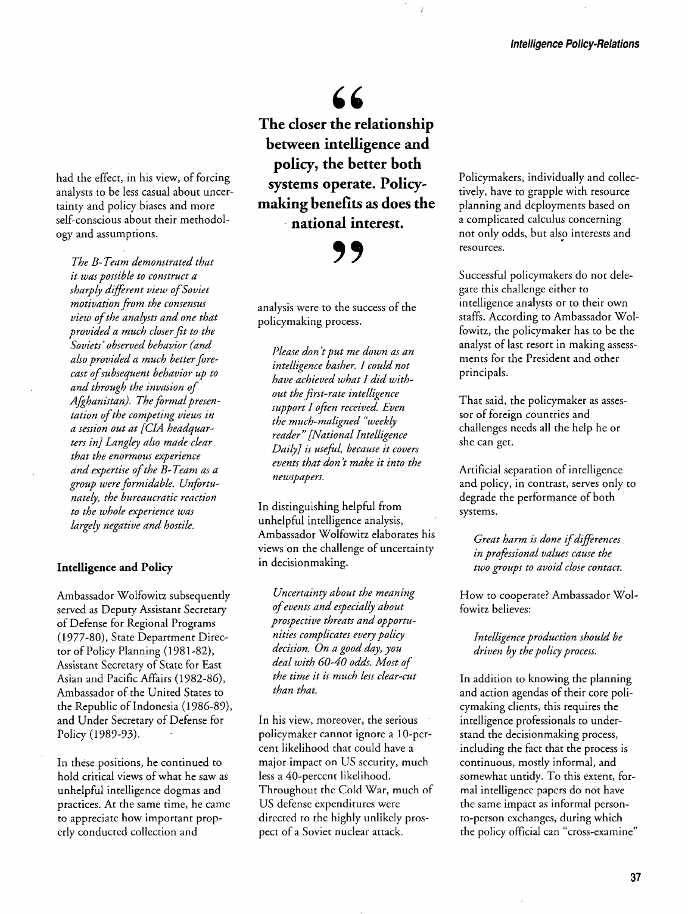had the effect, in his view, of forcing analysts to be less casual about uncertainty and policy biases and more self-conscious about their methodology and assumptions.

> *The B-Team demonstrated that it was possible to construct a sharply different view of Soviet motivation from the consensus view of the analysts and one that provided a much closer fit to the Soviets' observed behavior (and also provided a much better forecast of subsequent behavior up to and through the invasion of Afghanistan). The formal presentation of the competing views in a session out at [CIA headquarters in] Langley also made clear that the enormous experience and expertise of the B-Team as a group were formidable. Unfortunately, the bureaucratic reaction to the whole experience was largely negative and hostile.*

### Intelligence and Policy

Ambassador Wolfowitz subsequently served as Deputy Assistant Secretary of Defense for Regional Programs (1977-80), State Department Director of Policy Planning (1981-82), Assistant Secretary of State for East Asian and Pacific Affairs (1982-86), Ambassador of the United States to the Republic of Indonesia (1986-89), and Under Secretary of Defense for Policy (1989-93).

In these positions, he continued to hold critical views of what he saw as unhelpful intelligence dogmas and practices. At the same time, he came to appreciate how important properly conducted collection and analysis were to the success of the policymaking process.

> **"The closer the relationship between intelligence and policy, the better both systems operate. Policymaking benefits as does the national interest."**

> *Please don't put me down as an intelligence basher. I could not have achieved what I did without the first-rate intelligence support I often received. Even the much-maligned "weekly reader" [National Intelligence Daily] is useful, because it covers events that don't make it into the newspapers.*

In distinguishing helpful from unhelpful intelligence analysis, Ambassador Wolfowitz elaborates his views on the challenge of uncertainty in decisionmaking.

> *Uncertainty about the meaning of events and especially about prospective threats and opportunities complicates every policy decision. On a good day, you deal with 60-40 odds. Most of the time it is much less clear-cut than that.*

In his view, moreover, the serious policymaker cannot ignore a 10-percent likelihood that could have a major impact on US security, much less a 40-percent likelihood. Throughout the Cold War, much of US defense expenditures were directed to the highly unlikely prospect of a Soviet nuclear attack.

Policymakers, individually and collectively, have to grapple with resource planning and deployments based on a complicated calculus concerning not only odds, but also interests and resources.

Successful policymakers do not delegate this challenge either to intelligence analysts or to their own staffs. According to Ambassador Wolfowitz, the policymaker has to be the analyst of last resort in making assessments for the President and other principals.

That said, the policymaker as assessor of foreign countries and challenges needs all the help he or she can get.

Artificial separation of intelligence and policy, in contrast, serves only to degrade the performance of both systems.

> *Great harm is done if differences in professional values cause the two groups to avoid close contact.*

How to cooperate? Ambassador Wolfowitz believes:

> *Intelligence production should be driven by the policy process.*

In addition to knowing the planning and action agendas of their core policymaking clients, this requires the intelligence professionals to understand the decisionmaking process, including the fact that the process is continuous, mostly informal, and somewhat untidy. To this extent, formal intelligence papers do not have the same impact as informal person-to-person exchanges, during which the policy official can "cross-examine"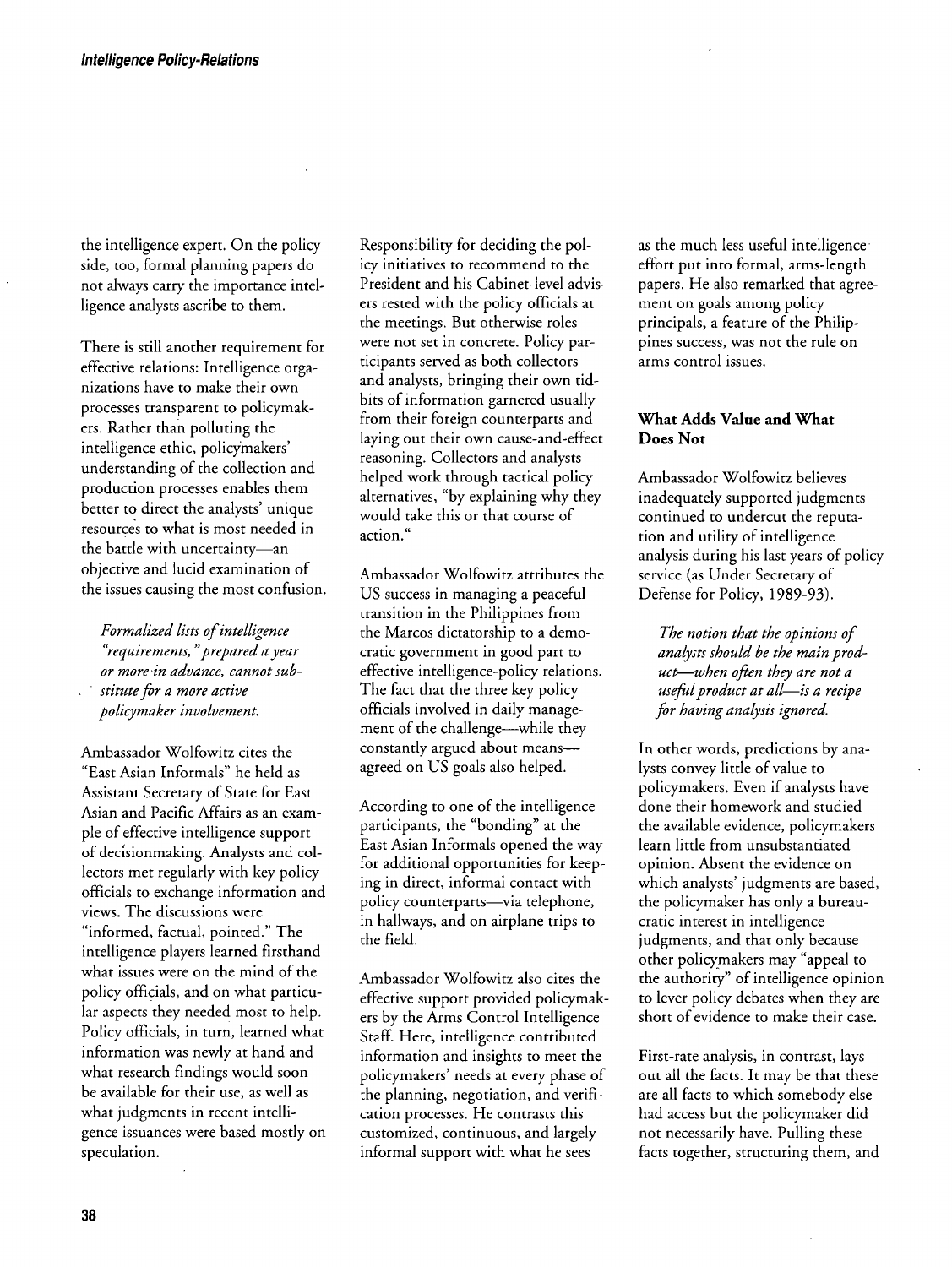the intelligence expert. On the policy side, too, formal planning papers do not always carry the importance intelligence analysts ascribe to them.

There is still another requirement for effective relations: Intelligence organizations have to make their own processes transparent to policymakers. Rather than polluting the intelligence ethic, policymakers' understanding of the collection and production processes enables them better to direct the analysts' unique resources to what is most needed in the battle with uncertainty—an objective and lucid examination of the issues causing the most confusion.

*Formalized lists of intelligence "requirements," prepared a year or more in advance, cannot substitute for a more active policymaker involvement.*

Ambassador Wolfowitz cites the "East Asian Informals" he held as Assistant Secretary of State for East Asian and Pacific Affairs as an example of effective intelligence support of decisionmaking. Analysts and collectors met regularly with key policy officials to exchange information and views. The discussions were "informed, factual, pointed." The intelligence players learned firsthand what issues were on the mind of the policy officials, and on what particular aspects they needed most to help. Policy officials, in turn, learned what information was newly at hand and what research findings would soon be available for their use, as well as what judgments in recent intelligence issuances were based mostly on speculation.

Responsibility for deciding the policy initiatives to recommend to the President and his Cabinet-level advisers rested with the policy officials at the meetings. But otherwise roles were not set in concrete. Policy participants served as both collectors and analysts, bringing their own tidbits of information garnered usually from their foreign counterparts and laying out their own cause-and-effect reasoning. Collectors and analysts helped work through tactical policy alternatives, "by explaining why they would take this or that course of action."

Ambassador Wolfowitz attributes the US success in managing a peaceful transition in the Philippines from the Marcos dictatorship to a democratic government in good part to effective intelligence-policy relations. The fact that the three key policy officials involved in daily management of the challenge—while they constantly argued about means—agreed on US goals also helped.

According to one of the intelligence participants, the "bonding" at the East Asian Informals opened the way for additional opportunities for keeping in direct, informal contact with policy counterparts—via telephone, in hallways, and on airplane trips to the field.

Ambassador Wolfowitz also cites the effective support provided policymakers by the Arms Control Intelligence Staff. Here, intelligence contributed information and insights to meet the policymakers' needs at every phase of the planning, negotiation, and verification processes. He contrasts this customized, continuous, and largely informal support with what he sees as the much less useful intelligence effort put into formal, arms-length papers. He also remarked that agreement on goals among policy principals, a feature of the Philippines success, was not the rule on arms control issues.

## What Adds Value and What Does Not

Ambassador Wolfowitz believes inadequately supported judgments continued to undercut the reputation and utility of intelligence analysis during his last years of policy service (as Under Secretary of Defense for Policy, 1989-93).

*The notion that the opinions of analysts should be the main product—when often they are not a useful product at all—is a recipe for having analysis ignored.*

In other words, predictions by analysts convey little of value to policymakers. Even if analysts have done their homework and studied the available evidence, policymakers learn little from unsubstantiated opinion. Absent the evidence on which analysts' judgments are based, the policymaker has only a bureaucratic interest in intelligence judgments, and that only because other policymakers may "appeal to the authority" of intelligence opinion to lever policy debates when they are short of evidence to make their case.

First-rate analysis, in contrast, lays out all the facts. It may be that these are all facts to which somebody else had access but the policymaker did not necessarily have. Pulling these facts together, structuring them, and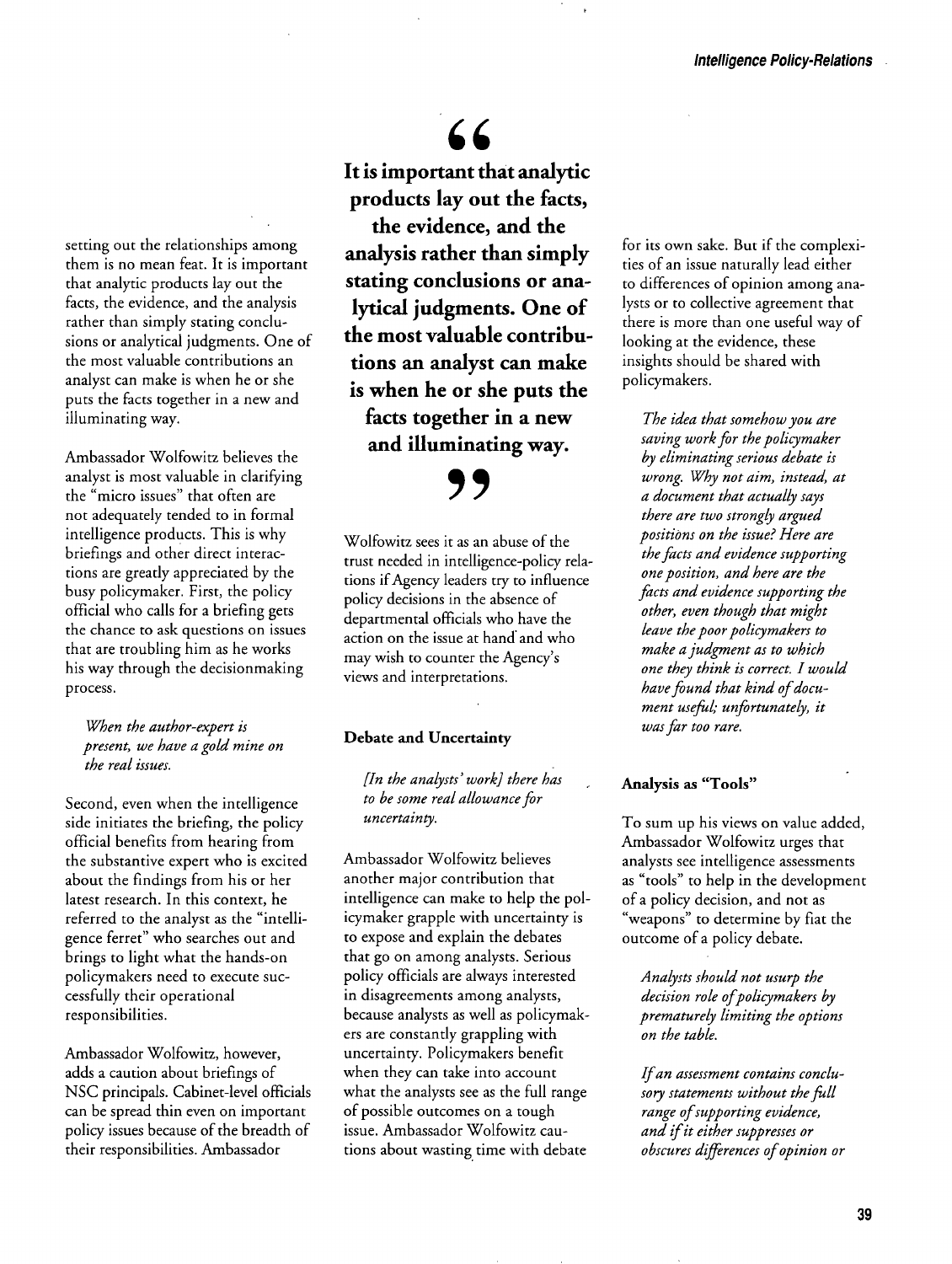setting out the relationships among them is no mean feat. It is important that analytic products lay out the facts, the evidence, and the analysis rather than simply stating conclusions or analytical judgments. One of the most valuable contributions an analyst can make is when he or she puts the facts together in a new and illuminating way.

> **It is important that analytic products lay out the facts, the evidence, and the analysis rather than simply stating conclusions or analytical judgments. One of the most valuable contributions an analyst can make is when he or she puts the facts together in a new and illuminating way.**

Ambassador Wolfowitz believes the analyst is most valuable in clarifying the "micro issues" that often are not adequately tended to in formal intelligence products. This is why briefings and other direct interactions are greatly appreciated by the busy policymaker. First, the policy official who calls for a briefing gets the chance to ask questions on issues that are troubling him as he works his way through the decisionmaking process.

> *When the author-expert is present, we have a gold mine on the real issues.*

Second, even when the intelligence side initiates the briefing, the policy official benefits from hearing from the substantive expert who is excited about the findings from his or her latest research. In this context, he referred to the analyst as the "intelligence ferret" who searches out and brings to light what the hands-on policymakers need to execute successfully their operational responsibilities.

Ambassador Wolfowitz, however, adds a caution about briefings of NSC principals. Cabinet-level officials can be spread thin even on important policy issues because of the breadth of their responsibilities. Ambassador Wolfowitz sees it as an abuse of the trust needed in intelligence-policy relations if Agency leaders try to influence policy decisions in the absence of departmental officials who have the action on the issue at hand and who may wish to counter the Agency's views and interpretations.

### Debate and Uncertainty

> *[In the analysts' work] there has to be some real allowance for uncertainty.*

Ambassador Wolfowitz believes another major contribution that intelligence can make to help the policymaker grapple with uncertainty is to expose and explain the debates that go on among analysts. Serious policy officials are always interested in disagreements among analysts, because analysts as well as policymakers are constantly grappling with uncertainty. Policymakers benefit when they can take into account what the analysts see as the full range of possible outcomes on a tough issue. Ambassador Wolfowitz cautions about wasting time with debate for its own sake. But if the complexities of an issue naturally lead either to differences of opinion among analysts or to collective agreement that there is more than one useful way of looking at the evidence, these insights should be shared with policymakers.

> *The idea that somehow you are saving work for the policymaker by eliminating serious debate is wrong. Why not aim, instead, at a document that actually says there are two strongly argued positions on the issue? Here are the facts and evidence supporting one position, and here are the facts and evidence supporting the other, even though that might leave the poor policymakers to make a judgment as to which one they think is correct. I would have found that kind of document useful; unfortunately, it was far too rare.*

### Analysis as "Tools"

To sum up his views on value added, Ambassador Wolfowitz urges that analysts see intelligence assessments as "tools" to help in the development of a policy decision, and not as "weapons" to determine by fiat the outcome of a policy debate.

> *Analysts should not usurp the decision role of policymakers by prematurely limiting the options on the table.*
>
> *If an assessment contains conclusory statements without the full range of supporting evidence, and if it either suppresses or obscures differences of opinion or*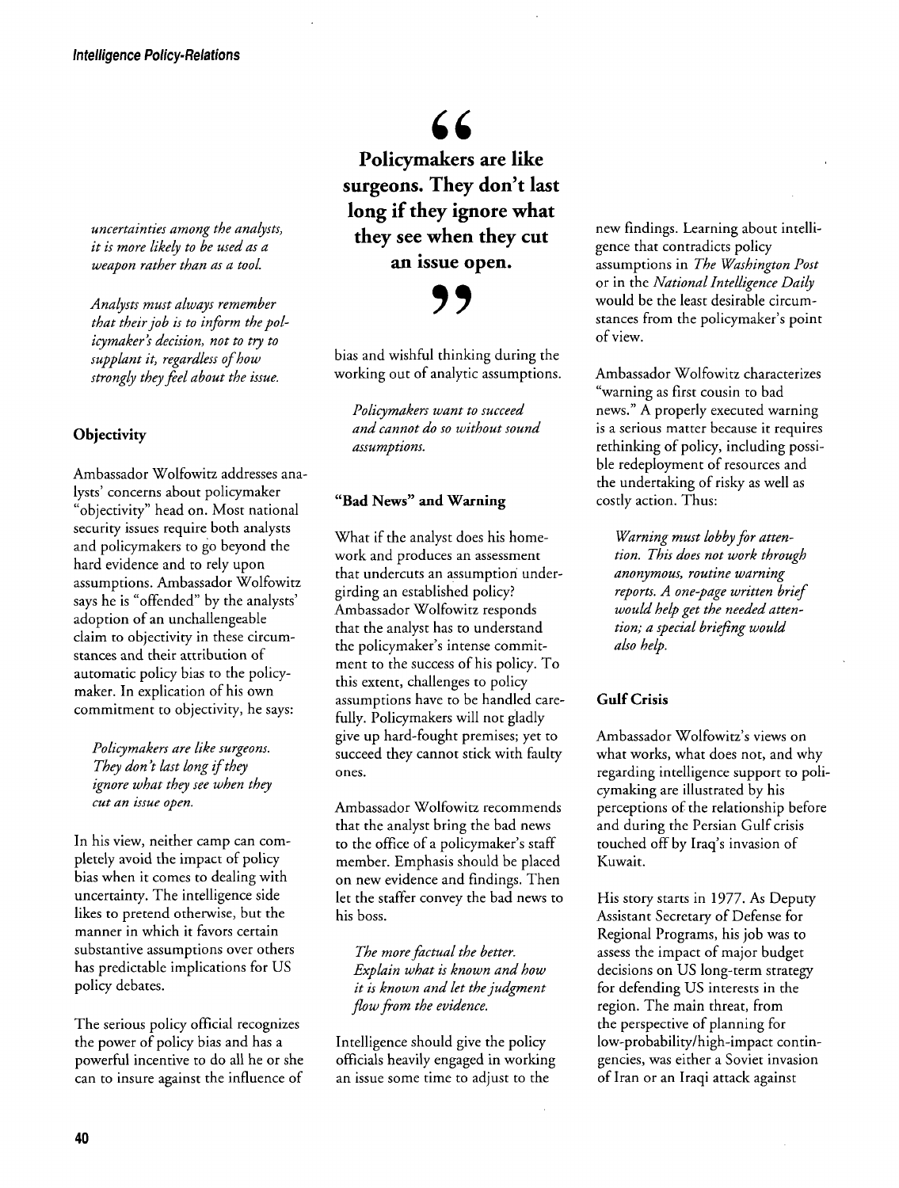*uncertainties among the analysts, it is more likely to be used as a weapon rather than as a tool.*

*Analysts must always remember that their job is to inform the policymaker's decision, not to try to supplant it, regardless of how strongly they feel about the issue.*

### Objectivity

Ambassador Wolfowitz addresses analysts' concerns about policymaker "objectivity" head on. Most national security issues require both analysts and policymakers to go beyond the hard evidence and to rely upon assumptions. Ambassador Wolfowitz says he is "offended" by the analysts' adoption of an unchallengeable claim to objectivity in these circumstances and their attribution of automatic policy bias to the policymaker. In explication of his own commitment to objectivity, he says:

*Policymakers are like surgeons. They don't last long if they ignore what they see when they cut an issue open.*

In his view, neither camp can completely avoid the impact of policy bias when it comes to dealing with uncertainty. The intelligence side likes to pretend otherwise, but the manner in which it favors certain substantive assumptions over others has predictable implications for US policy debates.

The serious policy official recognizes the power of policy bias and has a powerful incentive to do all he or she can to insure against the influence of bias and wishful thinking during the working out of analytic assumptions.

*Policymakers want to succeed and cannot do so without sound assumptions.*

### "Bad News" and Warning

What if the analyst does his homework and produces an assessment that undercuts an assumption undergirding an established policy? Ambassador Wolfowitz responds that the analyst has to understand the policymaker's intense commitment to the success of his policy. To this extent, challenges to policy assumptions have to be handled carefully. Policymakers will not gladly give up hard-fought premises; yet to succeed they cannot stick with faulty ones.

Ambassador Wolfowitz recommends that the analyst bring the bad news to the office of a policymaker's staff member. Emphasis should be placed on new evidence and findings. Then let the staffer convey the bad news to his boss.

*The more factual the better. Explain what is known and how it is known and let the judgment flow from the evidence.*

Intelligence should give the policy officials heavily engaged in working an issue some time to adjust to the new findings. Learning about intelligence that contradicts policy assumptions in *The Washington Post* or in the *National Intelligence Daily* would be the least desirable circumstances from the policymaker's point of view.

Ambassador Wolfowitz characterizes "warning as first cousin to bad news." A properly executed warning is a serious matter because it requires rethinking of policy, including possible redeployment of resources and the undertaking of risky as well as costly action. Thus:

*Warning must lobby for attention. This does not work through anonymous, routine warning reports. A one-page written brief would help get the needed attention; a special briefing would also help.*

### Gulf Crisis

Ambassador Wolfowitz's views on what works, what does not, and why regarding intelligence support to policymaking are illustrated by his perceptions of the relationship before and during the Persian Gulf crisis touched off by Iraq's invasion of Kuwait.

His story starts in 1977. As Deputy Assistant Secretary of Defense for Regional Programs, his job was to assess the impact of major budget decisions on US long-term strategy for defending US interests in the region. The main threat, from the perspective of planning for low-probability/high-impact contingencies, was either a Soviet invasion of Iran or an Iraqi attack against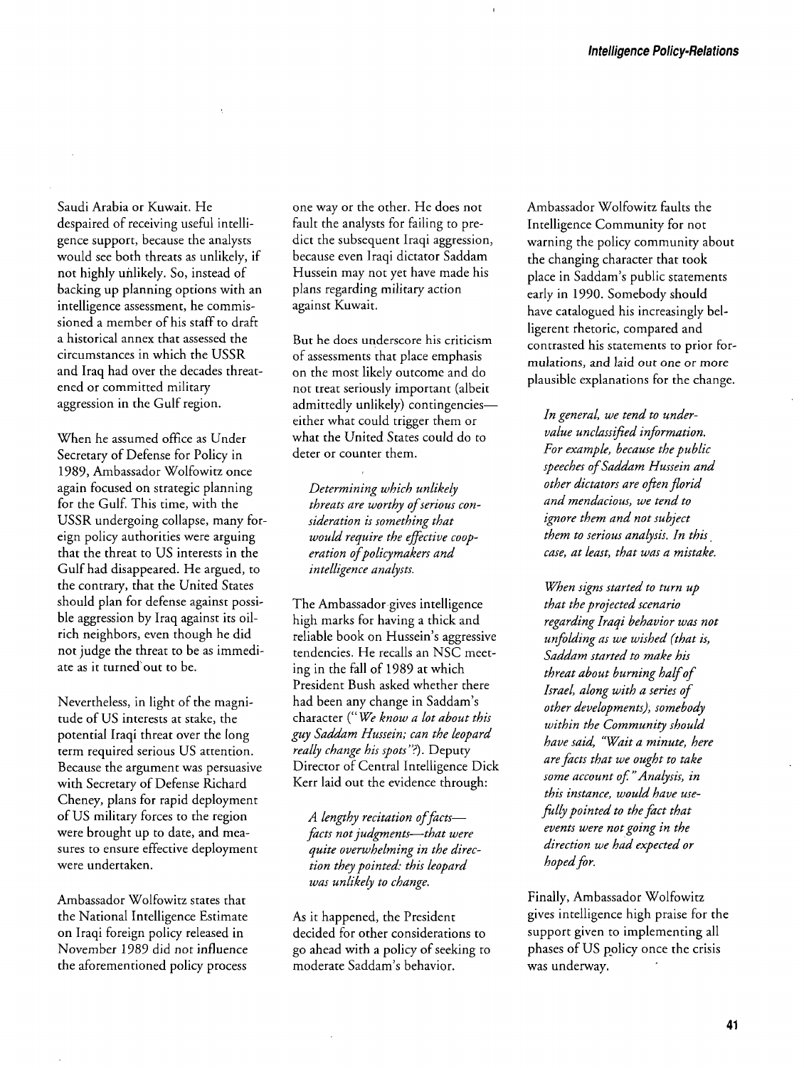Saudi Arabia or Kuwait. He despaired of receiving useful intelligence support, because the analysts would see both threats as unlikely, if not highly unlikely. So, instead of backing up planning options with an intelligence assessment, he commissioned a member of his staff to draft a historical annex that assessed the circumstances in which the USSR and Iraq had over the decades threatened or committed military aggression in the Gulf region.

When he assumed office as Under Secretary of Defense for Policy in 1989, Ambassador Wolfowitz once again focused on strategic planning for the Gulf. This time, with the USSR undergoing collapse, many foreign policy authorities were arguing that the threat to US interests in the Gulf had disappeared. He argued, to the contrary, that the United States should plan for defense against possible aggression by Iraq against its oil-rich neighbors, even though he did not judge the threat to be as immediate as it turned out to be.

Nevertheless, in light of the magnitude of US interests at stake, the potential Iraqi threat over the long term required serious US attention. Because the argument was persuasive with Secretary of Defense Richard Cheney, plans for rapid deployment of US military forces to the region were brought up to date, and measures to ensure effective deployment were undertaken.

Ambassador Wolfowitz states that the National Intelligence Estimate on Iraqi foreign policy released in November 1989 did not influence the aforementioned policy process one way or the other. He does not fault the analysts for failing to predict the subsequent Iraqi aggression, because even Iraqi dictator Saddam Hussein may not yet have made his plans regarding military action against Kuwait.

But he does underscore his criticism of assessments that place emphasis on the most likely outcome and do not treat seriously important (albeit admittedly unlikely) contingencies—either what could trigger them or what the United States could do to deter or counter them.

> *Determining which unlikely threats are worthy of serious consideration is something that would require the effective cooperation of policymakers and intelligence analysts.*

The Ambassador gives intelligence high marks for having a thick and reliable book on Hussein's aggressive tendencies. He recalls an NSC meeting in the fall of 1989 at which President Bush asked whether there had been any change in Saddam's character ("*We know a lot about this guy Saddam Hussein; can the leopard really change his spots"?*). Deputy Director of Central Intelligence Dick Kerr laid out the evidence through:

> *A lengthy recitation of facts—facts not judgments—that were quite overwhelming in the direction they pointed: this leopard was unlikely to change.*

As it happened, the President decided for other considerations to go ahead with a policy of seeking to moderate Saddam's behavior.

Ambassador Wolfowitz faults the Intelligence Community for not warning the policy community about the changing character that took place in Saddam's public statements early in 1990. Somebody should have catalogued his increasingly belligerent rhetoric, compared and contrasted his statements to prior formulations, and laid out one or more plausible explanations for the change.

> *In general, we tend to undervalue unclassified information. For example, because the public speeches of Saddam Hussein and other dictators are often florid and mendacious, we tend to ignore them and not subject them to serious analysis. In this case, at least, that was a mistake.*

> *When signs started to turn up that the projected scenario regarding Iraqi behavior was not unfolding as we wished (that is, Saddam started to make his threat about burning half of Israel, along with a series of other developments), somebody within the Community should have said, "Wait a minute, here are facts that we ought to take some account of." Analysis, in this instance, would have usefully pointed to the fact that events were not going in the direction we had expected or hoped for.*

Finally, Ambassador Wolfowitz gives intelligence high praise for the support given to implementing all phases of US policy once the crisis was underway.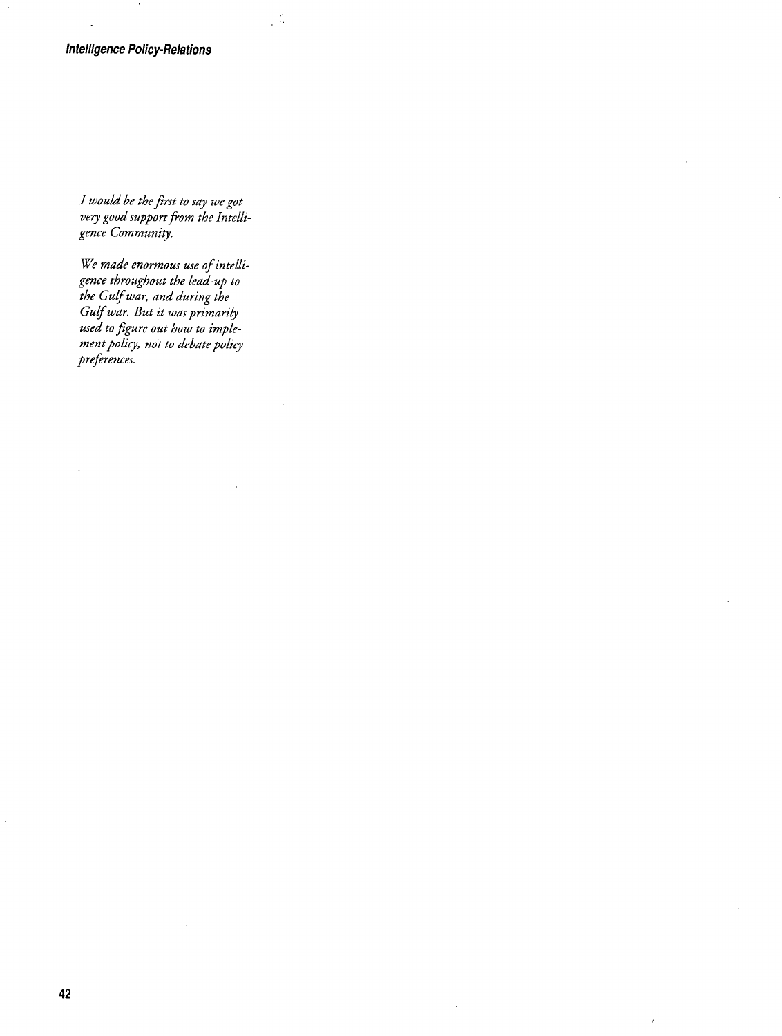*I would be the first to say we got very good support from the Intelligence Community.*

*We made enormous use of intelligence throughout the lead-up to the Gulf war, and during the Gulf war. But it was primarily used to figure out how to implement policy, not to debate policy preferences.*